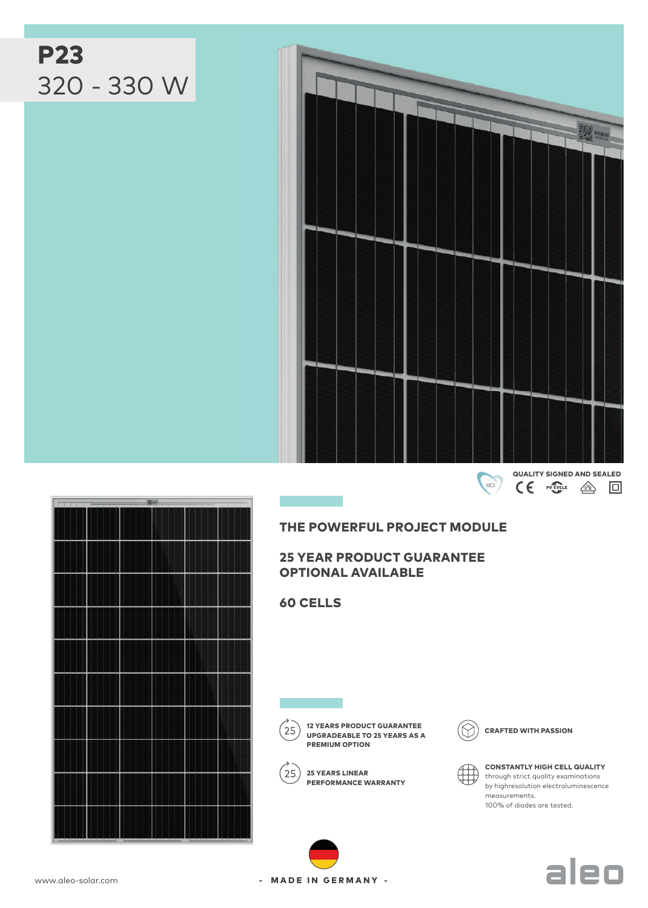# P23
## 320 - 330 W

QUALITY SIGNED AND SEALED

## THE POWERFUL PROJECT MODULE

## 25 YEAR PRODUCT GUARANTEE OPTIONAL AVAILABLE

## 60 CELLS

**12 YEARS PRODUCT GUARANTEE UPGRADEABLE TO 25 YEARS AS A PREMIUM OPTION**

**25 YEARS LINEAR PERFORMANCE WARRANTY**

**CRAFTED WITH PASSION**

**CONSTANTLY HIGH CELL QUALITY** through strict quality examinations by highresolution electroluminescence measurements.
100% of diodes are tested.

www.aleo-solar.com

- MADE IN GERMANY -

aleo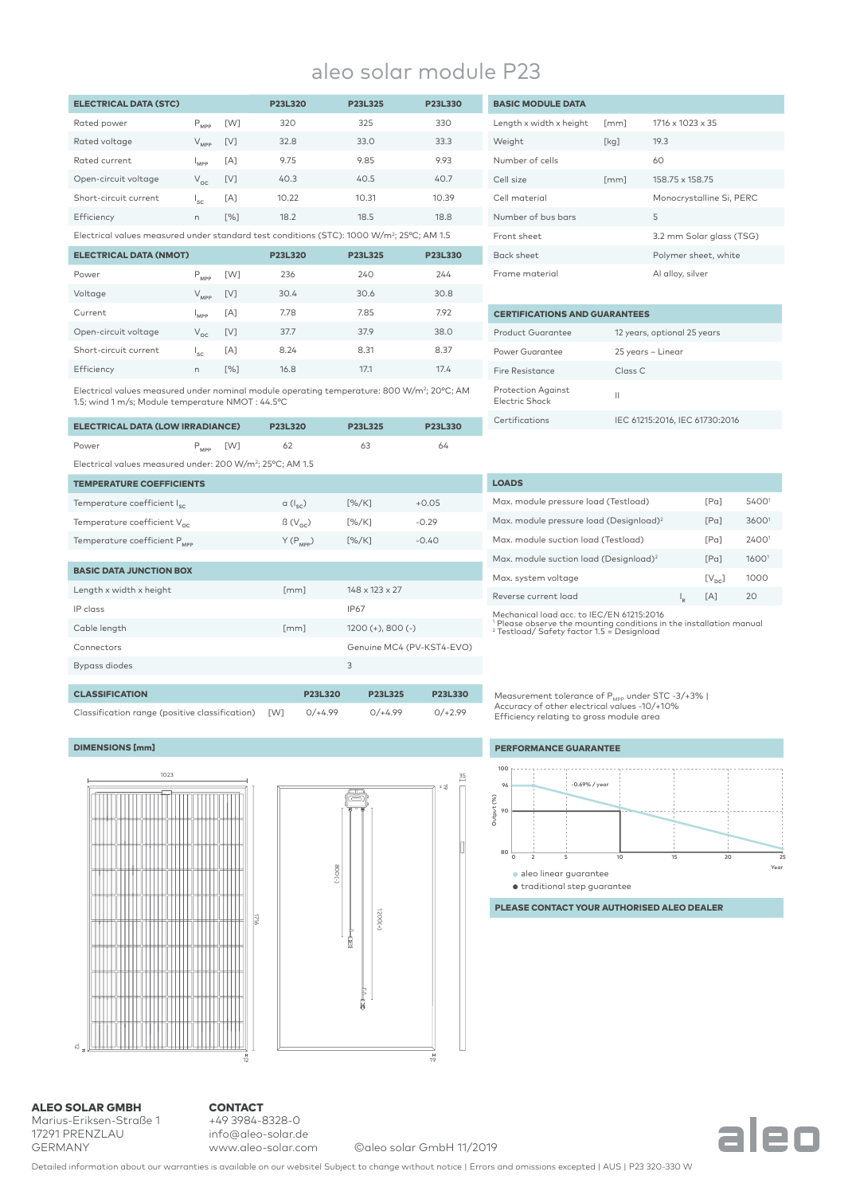# aleo solar module P23

## ELECTRICAL DATA (STC)

| ELECTRICAL DATA (STC) | | | P23L320 | P23L325 | P23L330 |
|---|---|---|---|---|---|
| Rated power | $P_{MPP}$ | [W] | 320 | 325 | 330 |
| Rated voltage | $V_{MPP}$ | [V] | 32.8 | 33.0 | 33.3 |
| Rated current | $I_{MPP}$ | [A] | 9.75 | 9.85 | 9.93 |
| Open-circuit voltage | $V_{OC}$ | [V] | 40.3 | 40.5 | 40.7 |
| Short-circuit current | $I_{SC}$ | [A] | 10.22 | 10.31 | 10.39 |
| Efficiency | n | [%] | 18.2 | 18.5 | 18.8 |

Electrical values measured under standard test conditions (STC): 1000 W/m²; 25°C; AM 1.5

## ELECTRICAL DATA (NMOT)

| ELECTRICAL DATA (NMOT) | | | P23L320 | P23L325 | P23L330 |
|---|---|---|---|---|---|
| Power | $P_{MPP}$ | [W] | 236 | 240 | 244 |
| Voltage | $V_{MPP}$ | [V] | 30.4 | 30.6 | 30.8 |
| Current | $I_{MPP}$ | [A] | 7.78 | 7.85 | 7.92 |
| Open-circuit voltage | $V_{OC}$ | [V] | 37.7 | 37.9 | 38.0 |
| Short-circuit current | $I_{SC}$ | [A] | 8.24 | 8.31 | 8.37 |
| Efficiency | n | [%] | 16.8 | 17.1 | 17.4 |

Electrical values measured under nominal module operating temperature: 800 W/m²; 20°C; AM 1.5; wind 1 m/s; Module temperature NMOT : 44.5°C

## ELECTRICAL DATA (LOW IRRADIANCE)

| ELECTRICAL DATA (LOW IRRADIANCE) | | | P23L320 | P23L325 | P23L330 |
|---|---|---|---|---|---|
| Power | $P_{MPP}$ | [W] | 62 | 63 | 64 |

Electrical values measured under: 200 W/m²; 25°C; AM 1.5

## TEMPERATURE COEFFICIENTS

| TEMPERATURE COEFFICIENTS | | | |
|---|---|---|---|
| Temperature coefficient $I_{SC}$ | α ($I_{SC}$) | [%/K] | +0.05 |
| Temperature coefficient $V_{OC}$ | β ($V_{OC}$) | [%/K] | -0.29 |
| Temperature coefficient $P_{MPP}$ | γ ($P_{MPP}$) | [%/K] | -0.40 |

## BASIC DATA JUNCTION BOX

| BASIC DATA JUNCTION BOX | | |
|---|---|---|
| Length x width x height | [mm] | 148 x 123 x 27 |
| IP class | | IP67 |
| Cable length | [mm] | 1200 (+), 800 (-) |
| Connectors | | Genuine MC4 (PV-KST4-EVO) |
| Bypass diodes | | 3 |

## CLASSIFICATION

| CLASSIFICATION | | P23L320 | P23L325 | P23L330 |
|---|---|---|---|---|
| Classification range (positive classification) | [W] | 0/+4.99 | 0/+4.99 | 0/+2.99 |

## BASIC MODULE DATA

| BASIC MODULE DATA | | |
|---|---|---|
| Length x width x height | [mm] | 1716 x 1023 x 35 |
| Weight | [kg] | 19.3 |
| Number of cells | | 60 |
| Cell size | [mm] | 158.75 x 158.75 |
| Cell material | | Monocrystalline Si, PERC |
| Number of bus bars | | 5 |
| Front sheet | | 3.2 mm Solar glass (TSG) |
| Back sheet | | Polymer sheet, white |
| Frame material | | Al alloy, silver |

## CERTIFICATIONS AND GUARANTEES

| CERTIFICATIONS AND GUARANTEES | |
|---|---|
| Product Guarantee | 12 years, optional 25 years |
| Power Guarantee | 25 years – Linear |
| Fire Resistance | Class C |
| Protection Against Electric Shock | II |
| Certifications | IEC 61215:2016, IEC 61730:2016 |

## LOADS

| LOADS | | | |
|---|---|---|---|
| Max. module pressure load (Testload) | | [Pa] | 5400[1] |
| Max. module pressure load (Designload)[2] | | [Pa] | 3600[1] |
| Max. module suction load (Testload) | | [Pa] | 2400[1] |
| Max. module suction load (Designload)[2] | | [Pa] | 1600[1] |
| Max. system voltage | | [$V_{DC}$] | 1000 |
| Reverse current load | $I_R$ | [A] | 20 |

Mechanical load acc. to IEC/EN 61215:2016
[1] Please observe the mounting conditions in the installation manual
[2] Testload/ Safety factor 1.5 = Designload

Measurement tolerance of $P_{MPP}$ under STC -3/+3% | Accuracy of other electrical values -10/+10% Efficiency relating to gross module area

## DIMENSIONS [mm]

1023
1716
35
800 (-)
1200 (+)
12
19

## PERFORMANCE GUARANTEE

Output (%)
100
96
90
80
0 2 5 10 15 20 25
Year
-0.69% / year

- aleo linear guarantee
- traditional step guarantee

**PLEASE CONTACT YOUR AUTHORISED ALEO DEALER**

**ALEO SOLAR GMBH**
Marius-Eriksen-Straße 1
17291 PRENZLAU
GERMANY

**CONTACT**
+49 3984-8328-0
info@aleo-solar.de
www.aleo-solar.com

©aleo solar GmbH 11/2019

aleo

Detailed information about our warranties is available on our website! Subject to change without notice | Errors and omissions excepted | AUS | P23 320-330 W